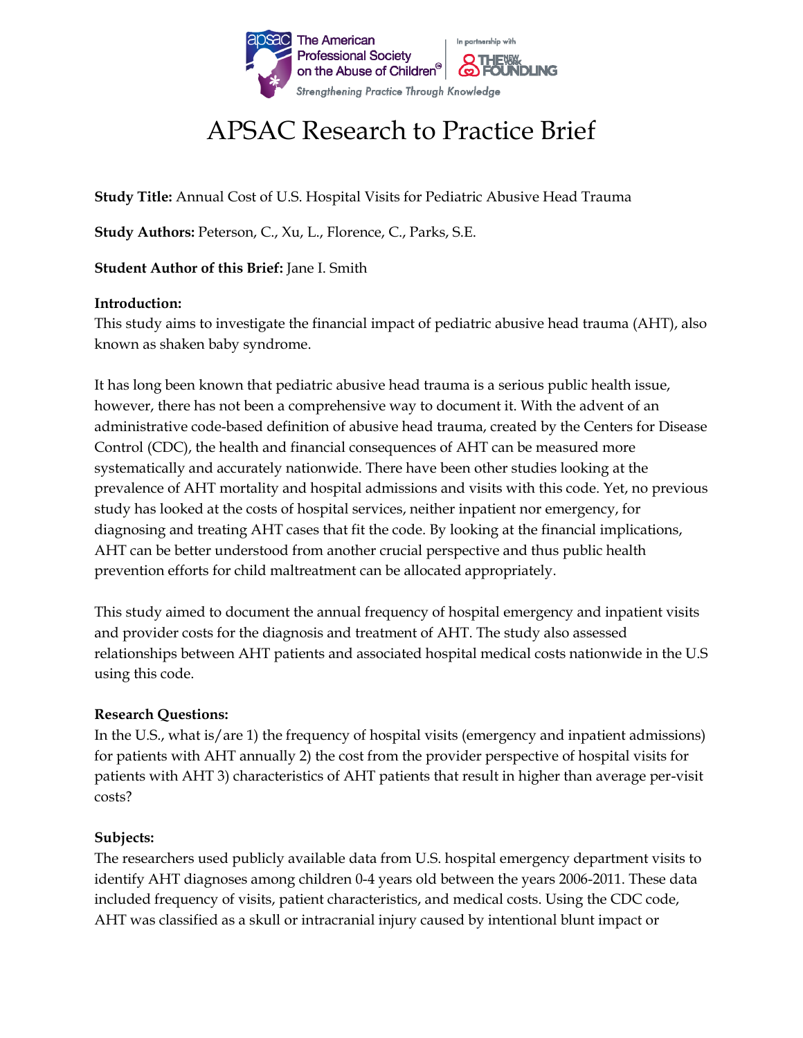# APSAC Research to Practice Brief

**Study Title:** Annual Cost of U.S. Hospital Visits for Pediatric Abusive Head Trauma

**Study Authors:** Peterson, C., Xu, L., Florence, C., Parks, S.E.

**Student Author of this Brief:** Jane I. Smith

**Introduction:**
This study aims to investigate the financial impact of pediatric abusive head trauma (AHT), also known as shaken baby syndrome.

It has long been known that pediatric abusive head trauma is a serious public health issue, however, there has not been a comprehensive way to document it. With the advent of an administrative code-based definition of abusive head trauma, created by the Centers for Disease Control (CDC), the health and financial consequences of AHT can be measured more systematically and accurately nationwide. There have been other studies looking at the prevalence of AHT mortality and hospital admissions and visits with this code. Yet, no previous study has looked at the costs of hospital services, neither inpatient nor emergency, for diagnosing and treating AHT cases that fit the code. By looking at the financial implications, AHT can be better understood from another crucial perspective and thus public health prevention efforts for child maltreatment can be allocated appropriately.

This study aimed to document the annual frequency of hospital emergency and inpatient visits and provider costs for the diagnosis and treatment of AHT. The study also assessed relationships between AHT patients and associated hospital medical costs nationwide in the U.S using this code.

**Research Questions:**
In the U.S., what is/are 1) the frequency of hospital visits (emergency and inpatient admissions) for patients with AHT annually 2) the cost from the provider perspective of hospital visits for patients with AHT 3) characteristics of AHT patients that result in higher than average per-visit costs?

**Subjects:**
The researchers used publicly available data from U.S. hospital emergency department visits to identify AHT diagnoses among children 0-4 years old between the years 2006-2011. These data included frequency of visits, patient characteristics, and medical costs. Using the CDC code, AHT was classified as a skull or intracranial injury caused by intentional blunt impact or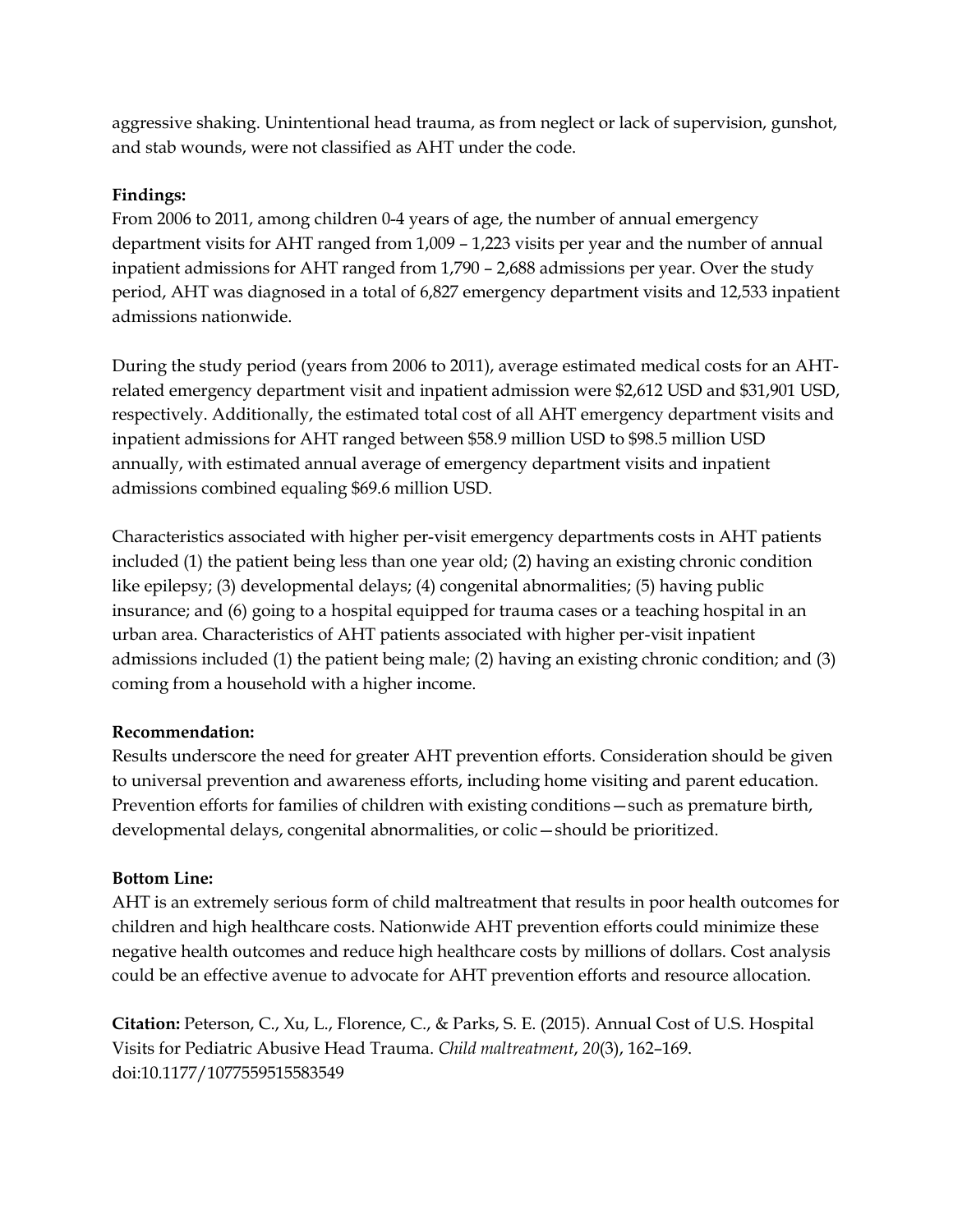aggressive shaking. Unintentional head trauma, as from neglect or lack of supervision, gunshot, and stab wounds, were not classified as AHT under the code.

**Findings:**

From 2006 to 2011, among children 0-4 years of age, the number of annual emergency department visits for AHT ranged from 1,009 – 1,223 visits per year and the number of annual inpatient admissions for AHT ranged from 1,790 – 2,688 admissions per year. Over the study period, AHT was diagnosed in a total of 6,827 emergency department visits and 12,533 inpatient admissions nationwide.

During the study period (years from 2006 to 2011), average estimated medical costs for an AHT-related emergency department visit and inpatient admission were $2,612 USD and $31,901 USD, respectively. Additionally, the estimated total cost of all AHT emergency department visits and inpatient admissions for AHT ranged between $58.9 million USD to $98.5 million USD annually, with estimated annual average of emergency department visits and inpatient admissions combined equaling $69.6 million USD.

Characteristics associated with higher per-visit emergency departments costs in AHT patients included (1) the patient being less than one year old; (2) having an existing chronic condition like epilepsy; (3) developmental delays; (4) congenital abnormalities; (5) having public insurance; and (6) going to a hospital equipped for trauma cases or a teaching hospital in an urban area. Characteristics of AHT patients associated with higher per-visit inpatient admissions included (1) the patient being male; (2) having an existing chronic condition; and (3) coming from a household with a higher income.

**Recommendation:**

Results underscore the need for greater AHT prevention efforts. Consideration should be given to universal prevention and awareness efforts, including home visiting and parent education. Prevention efforts for families of children with existing conditions—such as premature birth, developmental delays, congenital abnormalities, or colic—should be prioritized.

**Bottom Line:**

AHT is an extremely serious form of child maltreatment that results in poor health outcomes for children and high healthcare costs. Nationwide AHT prevention efforts could minimize these negative health outcomes and reduce high healthcare costs by millions of dollars. Cost analysis could be an effective avenue to advocate for AHT prevention efforts and resource allocation.

**Citation:** Peterson, C., Xu, L., Florence, C., & Parks, S. E. (2015). Annual Cost of U.S. Hospital Visits for Pediatric Abusive Head Trauma. *Child maltreatment*, *20*(3), 162–169. doi:10.1177/1077559515583549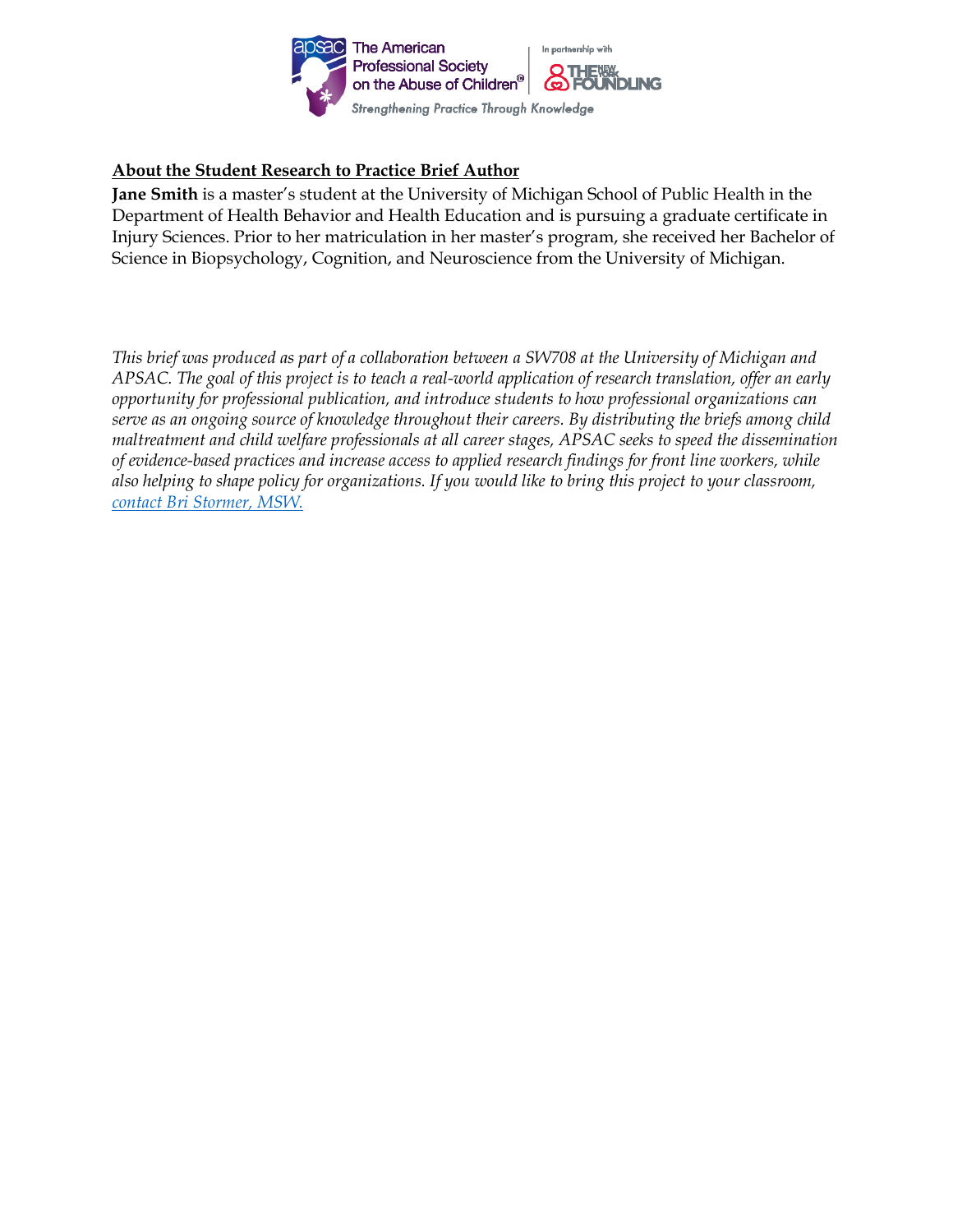**About the Student Research to Practice Brief Author**

**Jane Smith** is a master's student at the University of Michigan School of Public Health in the Department of Health Behavior and Health Education and is pursuing a graduate certificate in Injury Sciences. Prior to her matriculation in her master's program, she received her Bachelor of Science in Biopsychology, Cognition, and Neuroscience from the University of Michigan.

*This brief was produced as part of a collaboration between a SW708 at the University of Michigan and APSAC. The goal of this project is to teach a real-world application of research translation, offer an early opportunity for professional publication, and introduce students to how professional organizations can serve as an ongoing source of knowledge throughout their careers. By distributing the briefs among child maltreatment and child welfare professionals at all career stages, APSAC seeks to speed the dissemination of evidence-based practices and increase access to applied research findings for front line workers, while also helping to shape policy for organizations. If you would like to bring this project to your classroom, contact Bri Stormer, MSW.*